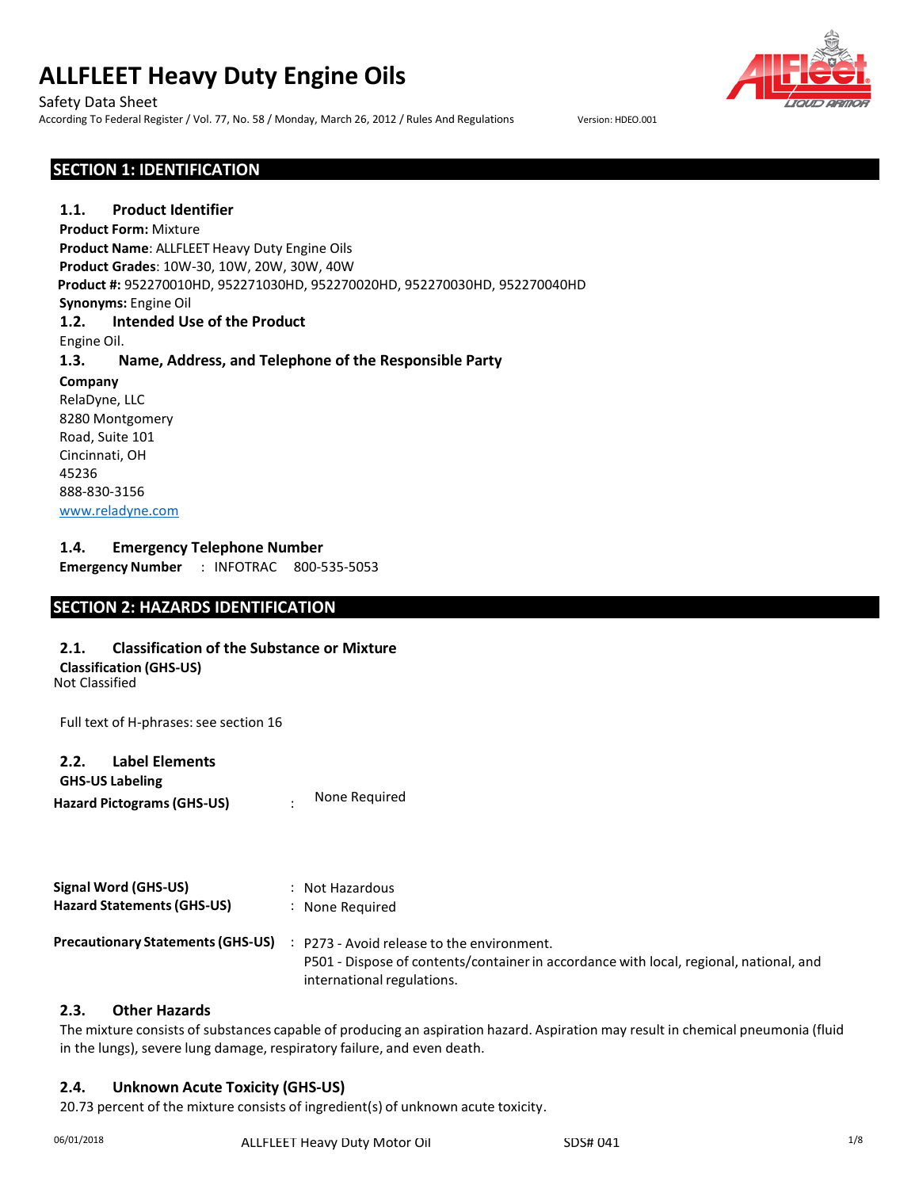# ALLFLEET Heavy Duty Engine Oils

Safety Data Sheet

According To Federal Register / Vol. 77, No. 58 / Monday, March 26, 2012 / Rules And Regulations Version: HDEO.001

## SECTION 1: IDENTIFICATION

### 1.1. Product Identifier

**Product Form:** Mixture

**Product Name**: ALLFLEET Heavy Duty Engine Oils

**Product Grades**: 10W-30, 10W, 20W, 30W, 40W

**Product #:** 952270010HD, 952271030HD, 952270020HD, 952270030HD, 952270040HD

**Synonyms:** Engine Oil

### 1.2. Intended Use of the Product

Engine Oil.

### 1.3. Name, Address, and Telephone of the Responsible Party

**Company**

RelaDyne, LLC
8280 Montgomery
Road, Suite 101
Cincinnati, OH
45236
888-830-3156
www.reladyne.com

### 1.4. Emergency Telephone Number

**Emergency Number** : INFOTRAC 800-535-5053

## SECTION 2: HAZARDS IDENTIFICATION

### 2.1. Classification of the Substance or Mixture

**Classification (GHS-US)**

Not Classified

Full text of H-phrases: see section 16

### 2.2. Label Elements

**GHS-US Labeling**

**Hazard Pictograms (GHS-US)** : None Required

**Signal Word (GHS-US)** : Not Hazardous

**Hazard Statements (GHS-US)** : None Required

**Precautionary Statements (GHS-US)** : P273 - Avoid release to the environment.
P501 - Dispose of contents/container in accordance with local, regional, national, and international regulations.

### 2.3. Other Hazards

The mixture consists of substances capable of producing an aspiration hazard. Aspiration may result in chemical pneumonia (fluid in the lungs), severe lung damage, respiratory failure, and even death.

### 2.4. Unknown Acute Toxicity (GHS-US)

20.73 percent of the mixture consists of ingredient(s) of unknown acute toxicity.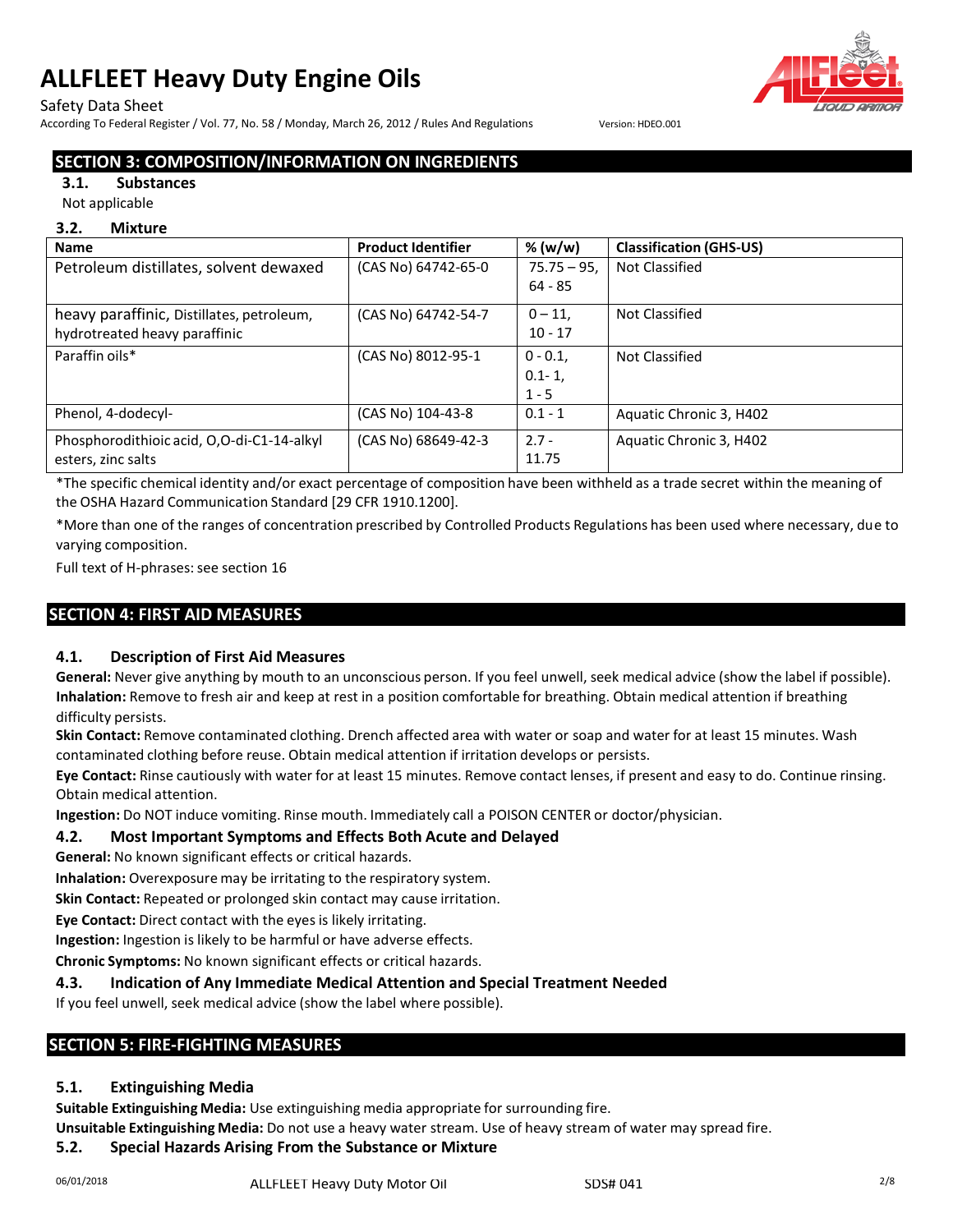## SECTION 3: COMPOSITION/INFORMATION ON INGREDIENTS

### 3.1. Substances

Not applicable

### 3.2. Mixture

| Name | Product Identifier | % (w/w) | Classification (GHS-US) |
|---|---|---|---|
| Petroleum distillates, solvent dewaxed | (CAS No) 64742-65-0 | 75.75 – 95, 64 - 85 | Not Classified |
| heavy paraffinic, Distillates, petroleum, hydrotreated heavy paraffinic | (CAS No) 64742-54-7 | 0 – 11, 10 - 17 | Not Classified |
| Paraffin oils* | (CAS No) 8012-95-1 | 0 - 0.1, 0.1- 1, 1 - 5 | Not Classified |
| Phenol, 4-dodecyl- | (CAS No) 104-43-8 | 0.1 - 1 | Aquatic Chronic 3, H402 |
| Phosphorodithioic acid, O,O-di-C1-14-alkyl esters, zinc salts | (CAS No) 68649-42-3 | 2.7 - 11.75 | Aquatic Chronic 3, H402 |

*The specific chemical identity and/or exact percentage of composition have been withheld as a trade secret within the meaning of the OSHA Hazard Communication Standard [29 CFR 1910.1200].

*More than one of the ranges of concentration prescribed by Controlled Products Regulations has been used where necessary, due to varying composition.

Full text of H-phrases: see section 16

## SECTION 4: FIRST AID MEASURES

### 4.1. Description of First Aid Measures

**General:** Never give anything by mouth to an unconscious person. If you feel unwell, seek medical advice (show the label if possible).

**Inhalation:** Remove to fresh air and keep at rest in a position comfortable for breathing. Obtain medical attention if breathing difficulty persists.

**Skin Contact:** Remove contaminated clothing. Drench affected area with water or soap and water for at least 15 minutes. Wash contaminated clothing before reuse. Obtain medical attention if irritation develops or persists.

**Eye Contact:** Rinse cautiously with water for at least 15 minutes. Remove contact lenses, if present and easy to do. Continue rinsing. Obtain medical attention.

**Ingestion:** Do NOT induce vomiting. Rinse mouth. Immediately call a POISON CENTER or doctor/physician.

### 4.2. Most Important Symptoms and Effects Both Acute and Delayed

**General:** No known significant effects or critical hazards.

**Inhalation:** Overexposure may be irritating to the respiratory system.

**Skin Contact:** Repeated or prolonged skin contact may cause irritation.

**Eye Contact:** Direct contact with the eyes is likely irritating.

**Ingestion:** Ingestion is likely to be harmful or have adverse effects.

**Chronic Symptoms:** No known significant effects or critical hazards.

### 4.3. Indication of Any Immediate Medical Attention and Special Treatment Needed

If you feel unwell, seek medical advice (show the label where possible).

## SECTION 5: FIRE-FIGHTING MEASURES

### 5.1. Extinguishing Media

**Suitable Extinguishing Media:** Use extinguishing media appropriate for surrounding fire.

**Unsuitable Extinguishing Media:** Do not use a heavy water stream. Use of heavy stream of water may spread fire.

### 5.2. Special Hazards Arising From the Substance or Mixture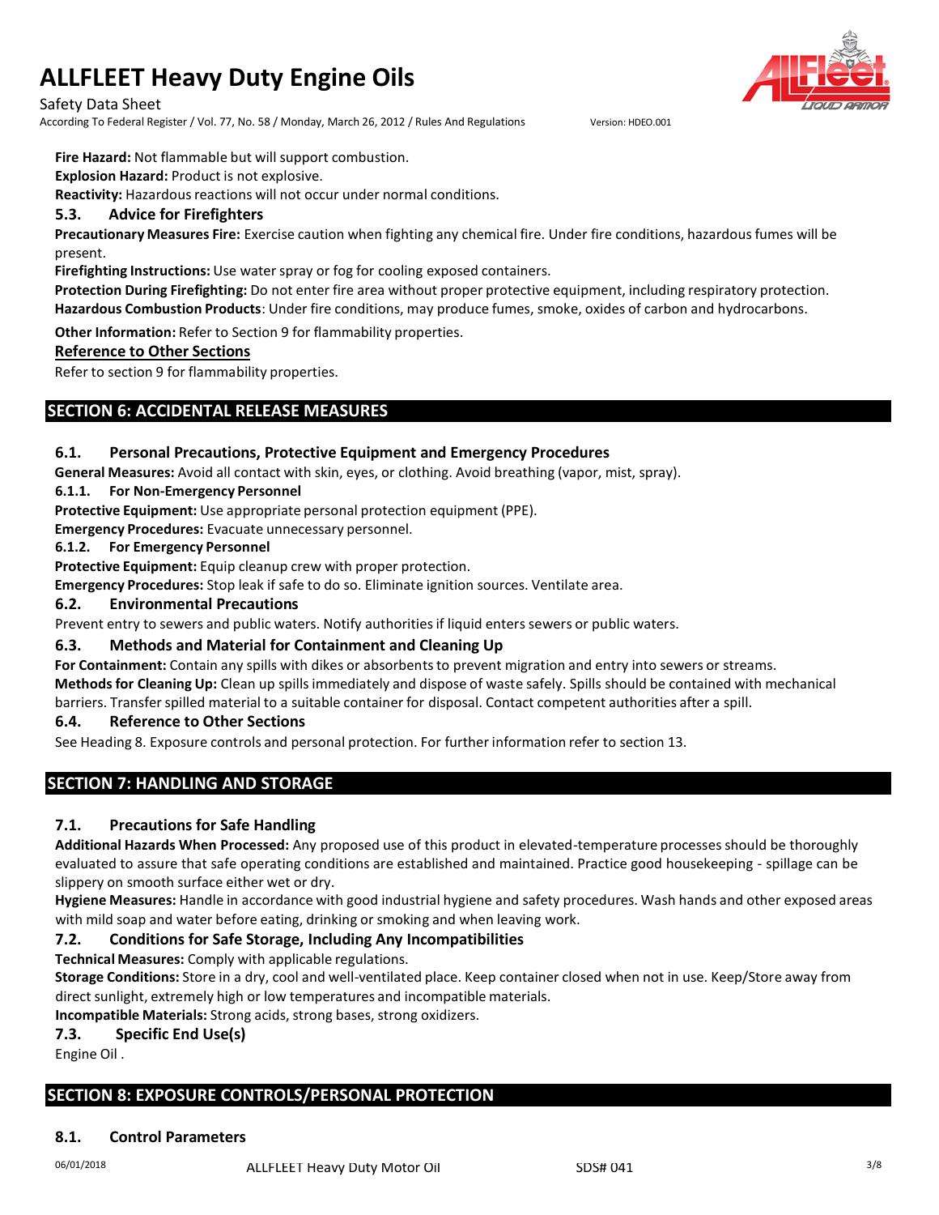**Fire Hazard:** Not flammable but will support combustion.

**Explosion Hazard:** Product is not explosive.

**Reactivity:** Hazardous reactions will not occur under normal conditions.

### 5.3. Advice for Firefighters

**Precautionary Measures Fire:** Exercise caution when fighting any chemical fire. Under fire conditions, hazardous fumes will be present.

**Firefighting Instructions:** Use water spray or fog for cooling exposed containers.

**Protection During Firefighting:** Do not enter fire area without proper protective equipment, including respiratory protection.

**Hazardous Combustion Products**: Under fire conditions, may produce fumes, smoke, oxides of carbon and hydrocarbons.

**Other Information:** Refer to Section 9 for flammability properties.

**Reference to Other Sections**

Refer to section 9 for flammability properties.

## SECTION 6: ACCIDENTAL RELEASE MEASURES

### 6.1. Personal Precautions, Protective Equipment and Emergency Procedures

**General Measures:** Avoid all contact with skin, eyes, or clothing. Avoid breathing (vapor, mist, spray).

#### 6.1.1. For Non-Emergency Personnel

**Protective Equipment:** Use appropriate personal protection equipment (PPE).

**Emergency Procedures:** Evacuate unnecessary personnel.

#### 6.1.2. For Emergency Personnel

**Protective Equipment:** Equip cleanup crew with proper protection.

**Emergency Procedures:** Stop leak if safe to do so. Eliminate ignition sources. Ventilate area.

### 6.2. Environmental Precautions

Prevent entry to sewers and public waters. Notify authorities if liquid enters sewers or public waters.

### 6.3. Methods and Material for Containment and Cleaning Up

**For Containment:** Contain any spills with dikes or absorbents to prevent migration and entry into sewers or streams.

**Methods for Cleaning Up:** Clean up spills immediately and dispose of waste safely. Spills should be contained with mechanical barriers. Transfer spilled material to a suitable container for disposal. Contact competent authorities after a spill.

### 6.4. Reference to Other Sections

See Heading 8. Exposure controls and personal protection. For further information refer to section 13.

## SECTION 7: HANDLING AND STORAGE

### 7.1. Precautions for Safe Handling

**Additional Hazards When Processed:** Any proposed use of this product in elevated-temperature processes should be thoroughly evaluated to assure that safe operating conditions are established and maintained. Practice good housekeeping - spillage can be slippery on smooth surface either wet or dry.

**Hygiene Measures:** Handle in accordance with good industrial hygiene and safety procedures. Wash hands and other exposed areas with mild soap and water before eating, drinking or smoking and when leaving work.

### 7.2. Conditions for Safe Storage, Including Any Incompatibilities

**Technical Measures:** Comply with applicable regulations.

**Storage Conditions:** Store in a dry, cool and well-ventilated place. Keep container closed when not in use. Keep/Store away from direct sunlight, extremely high or low temperatures and incompatible materials.

**Incompatible Materials:** Strong acids, strong bases, strong oxidizers.

### 7.3. Specific End Use(s)

Engine Oil .

## SECTION 8: EXPOSURE CONTROLS/PERSONAL PROTECTION

### 8.1. Control Parameters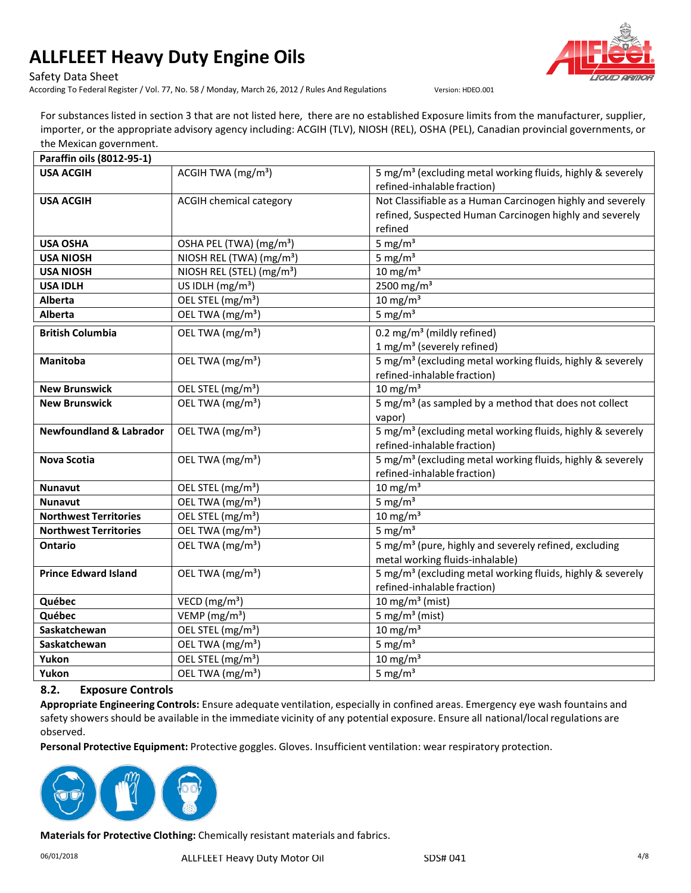For substances listed in section 3 that are not listed here, there are no established Exposure limits from the manufacturer, supplier, importer, or the appropriate advisory agency including: ACGIH (TLV), NIOSH (REL), OSHA (PEL), Canadian provincial governments, or the Mexican government.

| Paraffin oils (8012-95-1) | | |
|---|---|---|
| **USA ACGIH** | ACGIH TWA (mg/m³) | 5 mg/m³ (excluding metal working fluids, highly & severely refined-inhalable fraction) |
| **USA ACGIH** | ACGIH chemical category | Not Classifiable as a Human Carcinogen highly and severely refined, Suspected Human Carcinogen highly and severely refined |
| **USA OSHA** | OSHA PEL (TWA) (mg/m³) | 5 mg/m³ |
| **USA NIOSH** | NIOSH REL (TWA) (mg/m³) | 5 mg/m³ |
| **USA NIOSH** | NIOSH REL (STEL) (mg/m³) | 10 mg/m³ |
| **USA IDLH** | US IDLH (mg/m³) | 2500 mg/m³ |
| **Alberta** | OEL STEL (mg/m³) | 10 mg/m³ |
| **Alberta** | OEL TWA (mg/m³) | 5 mg/m³ |
| **British Columbia** | OEL TWA (mg/m³) | 0.2 mg/m³ (mildly refined)<br>1 mg/m³ (severely refined) |
| **Manitoba** | OEL TWA (mg/m³) | 5 mg/m³ (excluding metal working fluids, highly & severely refined-inhalable fraction) |
| **New Brunswick** | OEL STEL (mg/m³) | 10 mg/m³ |
| **New Brunswick** | OEL TWA (mg/m³) | 5 mg/m³ (as sampled by a method that does not collect vapor) |
| **Newfoundland & Labrador** | OEL TWA (mg/m³) | 5 mg/m³ (excluding metal working fluids, highly & severely refined-inhalable fraction) |
| **Nova Scotia** | OEL TWA (mg/m³) | 5 mg/m³ (excluding metal working fluids, highly & severely refined-inhalable fraction) |
| **Nunavut** | OEL STEL (mg/m³) | 10 mg/m³ |
| **Nunavut** | OEL TWA (mg/m³) | 5 mg/m³ |
| **Northwest Territories** | OEL STEL (mg/m³) | 10 mg/m³ |
| **Northwest Territories** | OEL TWA (mg/m³) | 5 mg/m³ |
| **Ontario** | OEL TWA (mg/m³) | 5 mg/m³ (pure, highly and severely refined, excluding metal working fluids-inhalable) |
| **Prince Edward Island** | OEL TWA (mg/m³) | 5 mg/m³ (excluding metal working fluids, highly & severely refined-inhalable fraction) |
| **Québec** | VECD (mg/m³) | 10 mg/m³ (mist) |
| **Québec** | VEMP (mg/m³) | 5 mg/m³ (mist) |
| **Saskatchewan** | OEL STEL (mg/m³) | 10 mg/m³ |
| **Saskatchewan** | OEL TWA (mg/m³) | 5 mg/m³ |
| **Yukon** | OEL STEL (mg/m³) | 10 mg/m³ |
| **Yukon** | OEL TWA (mg/m³) | 5 mg/m³ |

## 8.2. Exposure Controls

**Appropriate Engineering Controls:** Ensure adequate ventilation, especially in confined areas. Emergency eye wash fountains and safety showers should be available in the immediate vicinity of any potential exposure. Ensure all national/local regulations are observed.

**Personal Protective Equipment:** Protective goggles. Gloves. Insufficient ventilation: wear respiratory protection.

**Materials for Protective Clothing:** Chemically resistant materials and fabrics.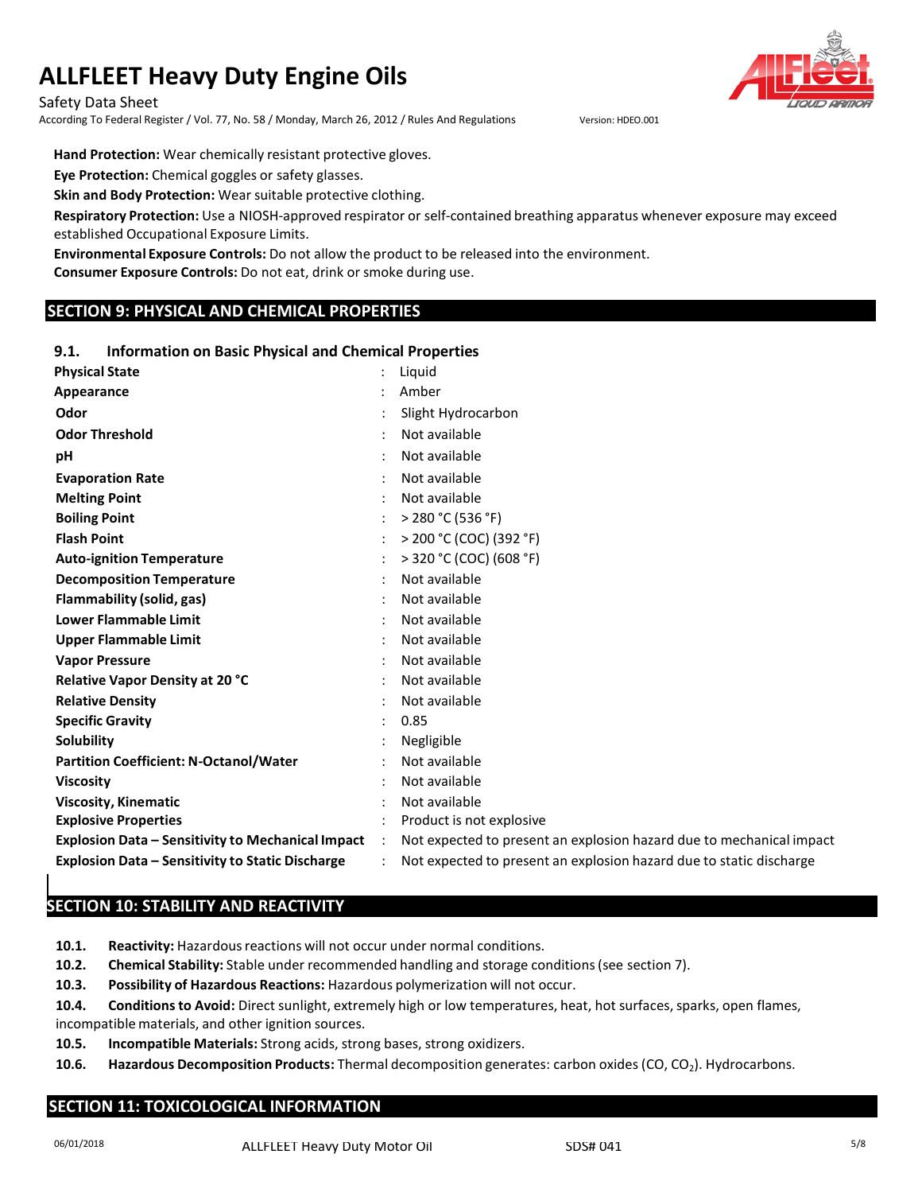**Hand Protection:** Wear chemically resistant protective gloves.

**Eye Protection:** Chemical goggles or safety glasses.

**Skin and Body Protection:** Wear suitable protective clothing.

**Respiratory Protection:** Use a NIOSH-approved respirator or self-contained breathing apparatus whenever exposure may exceed established Occupational Exposure Limits.

**Environmental Exposure Controls:** Do not allow the product to be released into the environment.

**Consumer Exposure Controls:** Do not eat, drink or smoke during use.

## SECTION 9: PHYSICAL AND CHEMICAL PROPERTIES

### 9.1. Information on Basic Physical and Chemical Properties

| Property | | Value |
|---|---|---|
| **Physical State** | : | Liquid |
| **Appearance** | : | Amber |
| **Odor** | : | Slight Hydrocarbon |
| **Odor Threshold** | : | Not available |
| **pH** | : | Not available |
| **Evaporation Rate** | : | Not available |
| **Melting Point** | : | Not available |
| **Boiling Point** | : | > 280 °C (536 °F) |
| **Flash Point** | : | > 200 °C (COC) (392 °F) |
| **Auto-ignition Temperature** | : | > 320 °C (COC) (608 °F) |
| **Decomposition Temperature** | : | Not available |
| **Flammability (solid, gas)** | : | Not available |
| **Lower Flammable Limit** | : | Not available |
| **Upper Flammable Limit** | : | Not available |
| **Vapor Pressure** | : | Not available |
| **Relative Vapor Density at 20 °C** | : | Not available |
| **Relative Density** | : | Not available |
| **Specific Gravity** | : | 0.85 |
| **Solubility** | : | Negligible |
| **Partition Coefficient: N-Octanol/Water** | : | Not available |
| **Viscosity** | : | Not available |
| **Viscosity, Kinematic** | : | Not available |
| **Explosive Properties** | : | Product is not explosive |
| **Explosion Data – Sensitivity to Mechanical Impact** | : | Not expected to present an explosion hazard due to mechanical impact |
| **Explosion Data – Sensitivity to Static Discharge** | : | Not expected to present an explosion hazard due to static discharge |

## SECTION 10: STABILITY AND REACTIVITY

**10.1. Reactivity:** Hazardous reactions will not occur under normal conditions.

**10.2. Chemical Stability:** Stable under recommended handling and storage conditions (see section 7).

**10.3. Possibility of Hazardous Reactions:** Hazardous polymerization will not occur.

**10.4. Conditions to Avoid:** Direct sunlight, extremely high or low temperatures, heat, hot surfaces, sparks, open flames, incompatible materials, and other ignition sources.

**10.5. Incompatible Materials:** Strong acids, strong bases, strong oxidizers.

**10.6. Hazardous Decomposition Products:** Thermal decomposition generates: carbon oxides ($CO$, $CO_2$). Hydrocarbons.

## SECTION 11: TOXICOLOGICAL INFORMATION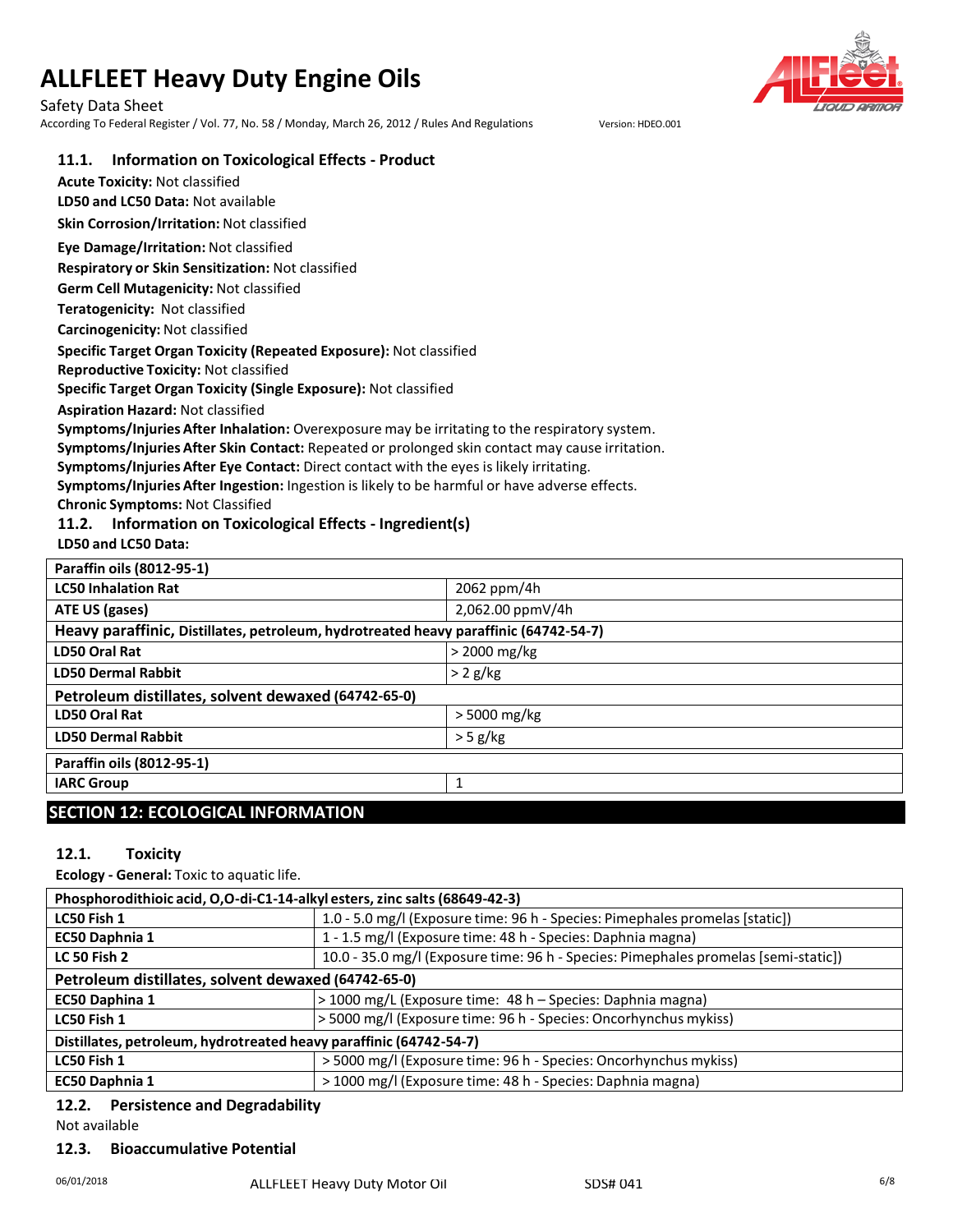### 11.1. Information on Toxicological Effects - Product

**Acute Toxicity:** Not classified

**LD50 and LC50 Data:** Not available

**Skin Corrosion/Irritation:** Not classified

**Eye Damage/Irritation:** Not classified

**Respiratory or Skin Sensitization:** Not classified

**Germ Cell Mutagenicity:** Not classified

**Teratogenicity:** Not classified

**Carcinogenicity:** Not classified

**Specific Target Organ Toxicity (Repeated Exposure):** Not classified

**Reproductive Toxicity:** Not classified

**Specific Target Organ Toxicity (Single Exposure):** Not classified

**Aspiration Hazard:** Not classified

**Symptoms/Injuries After Inhalation:** Overexposure may be irritating to the respiratory system.

**Symptoms/Injuries After Skin Contact:** Repeated or prolonged skin contact may cause irritation.

**Symptoms/Injuries After Eye Contact:** Direct contact with the eyes is likely irritating.

**Symptoms/Injuries After Ingestion:** Ingestion is likely to be harmful or have adverse effects.

**Chronic Symptoms:** Not Classified

### 11.2. Information on Toxicological Effects - Ingredient(s)

**LD50 and LC50 Data:**

| Paraffin oils (8012-95-1) | |
|---|---|
| **LC50 Inhalation Rat** | 2062 ppm/4h |
| **ATE US (gases)** | 2,062.00 ppmV/4h |
| **Heavy paraffinic, Distillates, petroleum, hydrotreated heavy paraffinic (64742-54-7)** | |
| **LD50 Oral Rat** | > 2000 mg/kg |
| **LD50 Dermal Rabbit** | > 2 g/kg |
| **Petroleum distillates, solvent dewaxed (64742-65-0)** | |
| **LD50 Oral Rat** | > 5000 mg/kg |
| **LD50 Dermal Rabbit** | > 5 g/kg |

| Paraffin oils (8012-95-1) | |
|---|---|
| **IARC Group** | 1 |

## SECTION 12: ECOLOGICAL INFORMATION

### 12.1. Toxicity

**Ecology - General:** Toxic to aquatic life.

| Phosphorodithioic acid, O,O-di-C1-14-alkyl esters, zinc salts (68649-42-3) | |
|---|---|
| **LC50 Fish 1** | 1.0 - 5.0 mg/l (Exposure time: 96 h - Species: Pimephales promelas [static]) |
| **EC50 Daphnia 1** | 1 - 1.5 mg/l (Exposure time: 48 h - Species: Daphnia magna) |
| **LC 50 Fish 2** | 10.0 - 35.0 mg/l (Exposure time: 96 h - Species: Pimephales promelas [semi-static]) |
| **Petroleum distillates, solvent dewaxed (64742-65-0)** | |
| **EC50 Daphina 1** | > 1000 mg/L (Exposure time: 48 h – Species: Daphnia magna) |
| **LC50 Fish 1** | > 5000 mg/l (Exposure time: 96 h - Species: Oncorhynchus mykiss) |
| **Distillates, petroleum, hydrotreated heavy paraffinic (64742-54-7)** | |
| **LC50 Fish 1** | > 5000 mg/l (Exposure time: 96 h - Species: Oncorhynchus mykiss) |
| **EC50 Daphnia 1** | > 1000 mg/l (Exposure time: 48 h - Species: Daphnia magna) |

### 12.2. Persistence and Degradability

Not available

### 12.3. Bioaccumulative Potential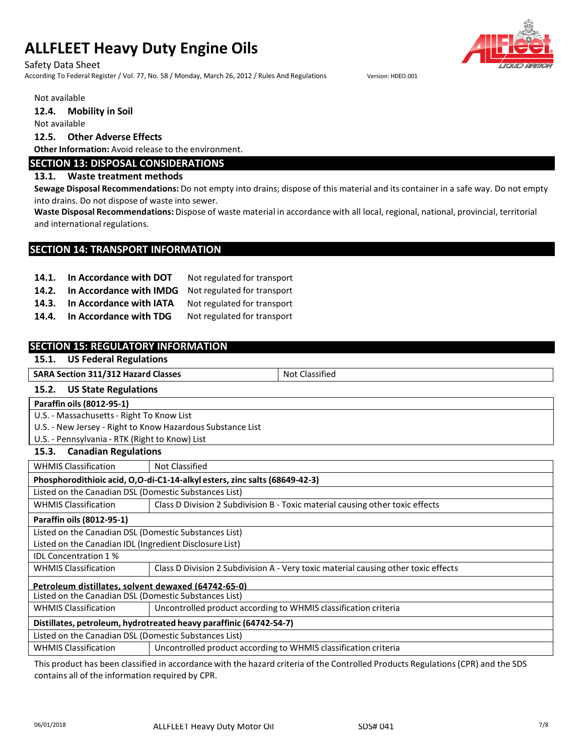Not available

### 12.4. Mobility in Soil

Not available

### 12.5. Other Adverse Effects

**Other Information:** Avoid release to the environment.

## SECTION 13: DISPOSAL CONSIDERATIONS

### 13.1. Waste treatment methods

**Sewage Disposal Recommendations:** Do not empty into drains; dispose of this material and its container in a safe way. Do not empty into drains. Do not dispose of waste into sewer.

**Waste Disposal Recommendations:** Dispose of waste material in accordance with all local, regional, national, provincial, territorial and international regulations.

## SECTION 14: TRANSPORT INFORMATION

| | | |
|---|---|---|
| **14.1.** | **In Accordance with DOT** | Not regulated for transport |
| **14.2.** | **In Accordance with IMDG** | Not regulated for transport |
| **14.3.** | **In Accordance with IATA** | Not regulated for transport |
| **14.4.** | **In Accordance with TDG** | Not regulated for transport |

## SECTION 15: REGULATORY INFORMATION

### 15.1. US Federal Regulations

| | |
|---|---|
| **SARA Section 311/312 Hazard Classes** | Not Classified |

### 15.2. US State Regulations

| **Paraffin oils (8012-95-1)** |
|---|
| U.S. - Massachusetts - Right To Know List |
| U.S. - New Jersey - Right to Know Hazardous Substance List |
| U.S. - Pennsylvania - RTK (Right to Know) List |

### 15.3. Canadian Regulations

| | |
|---|---|
| WHMIS Classification | Not Classified |
| **Phosphorodithioic acid, O,O-di-C1-14-alkyl esters, zinc salts (68649-42-3)** | |
| Listed on the Canadian DSL (Domestic Substances List) | |
| WHMIS Classification | Class D Division 2 Subdivision B - Toxic material causing other toxic effects |
| **Paraffin oils (8012-95-1)** | |
| Listed on the Canadian DSL (Domestic Substances List) | |
| Listed on the Canadian IDL (Ingredient Disclosure List) | |
| IDL Concentration 1 % | |
| WHMIS Classification | Class D Division 2 Subdivision A - Very toxic material causing other toxic effects |
| **Petroleum distillates, solvent dewaxed (64742-65-0)** | |
| Listed on the Canadian DSL (Domestic Substances List) | |
| WHMIS Classification | Uncontrolled product according to WHMIS classification criteria |
| **Distillates, petroleum, hydrotreated heavy paraffinic (64742-54-7)** | |
| Listed on the Canadian DSL (Domestic Substances List) | |
| WHMIS Classification | Uncontrolled product according to WHMIS classification criteria |

This product has been classified in accordance with the hazard criteria of the Controlled Products Regulations (CPR) and the SDS contains all of the information required by CPR.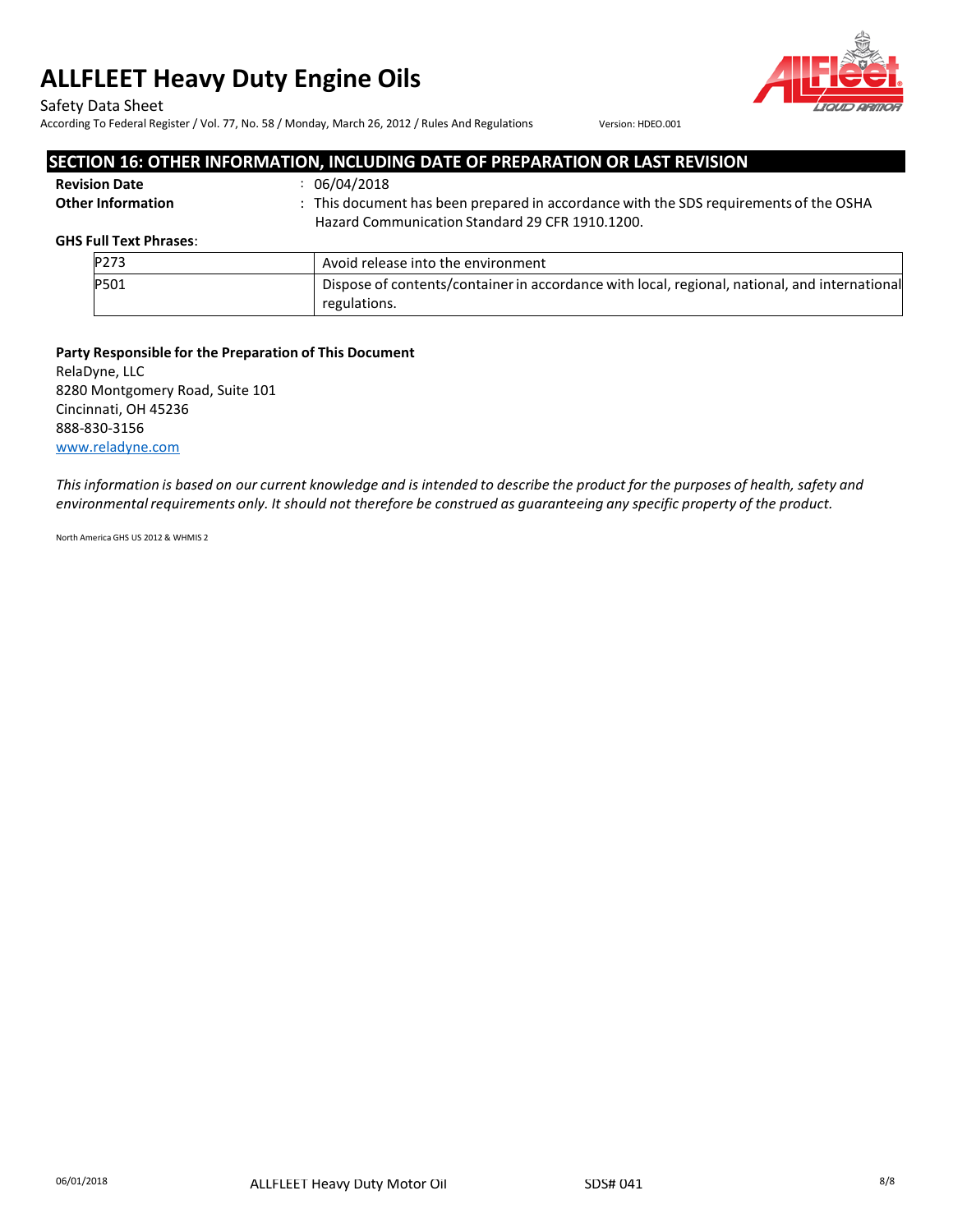## SECTION 16: OTHER INFORMATION, INCLUDING DATE OF PREPARATION OR LAST REVISION

**Revision Date** : 06/04/2018

**Other Information** : This document has been prepared in accordance with the SDS requirements of the OSHA Hazard Communication Standard 29 CFR 1910.1200.

**GHS Full Text Phrases**:

| | |
|---|---|
| P273 | Avoid release into the environment |
| P501 | Dispose of contents/container in accordance with local, regional, national, and international regulations. |

**Party Responsible for the Preparation of This Document**

RelaDyne, LLC
8280 Montgomery Road, Suite 101
Cincinnati, OH 45236
888-830-3156
www.reladyne.com

*This information is based on our current knowledge and is intended to describe the product for the purposes of health, safety and environmental requirements only. It should not therefore be construed as guaranteeing any specific property of the product.*

North America GHS US 2012 & WHMIS 2